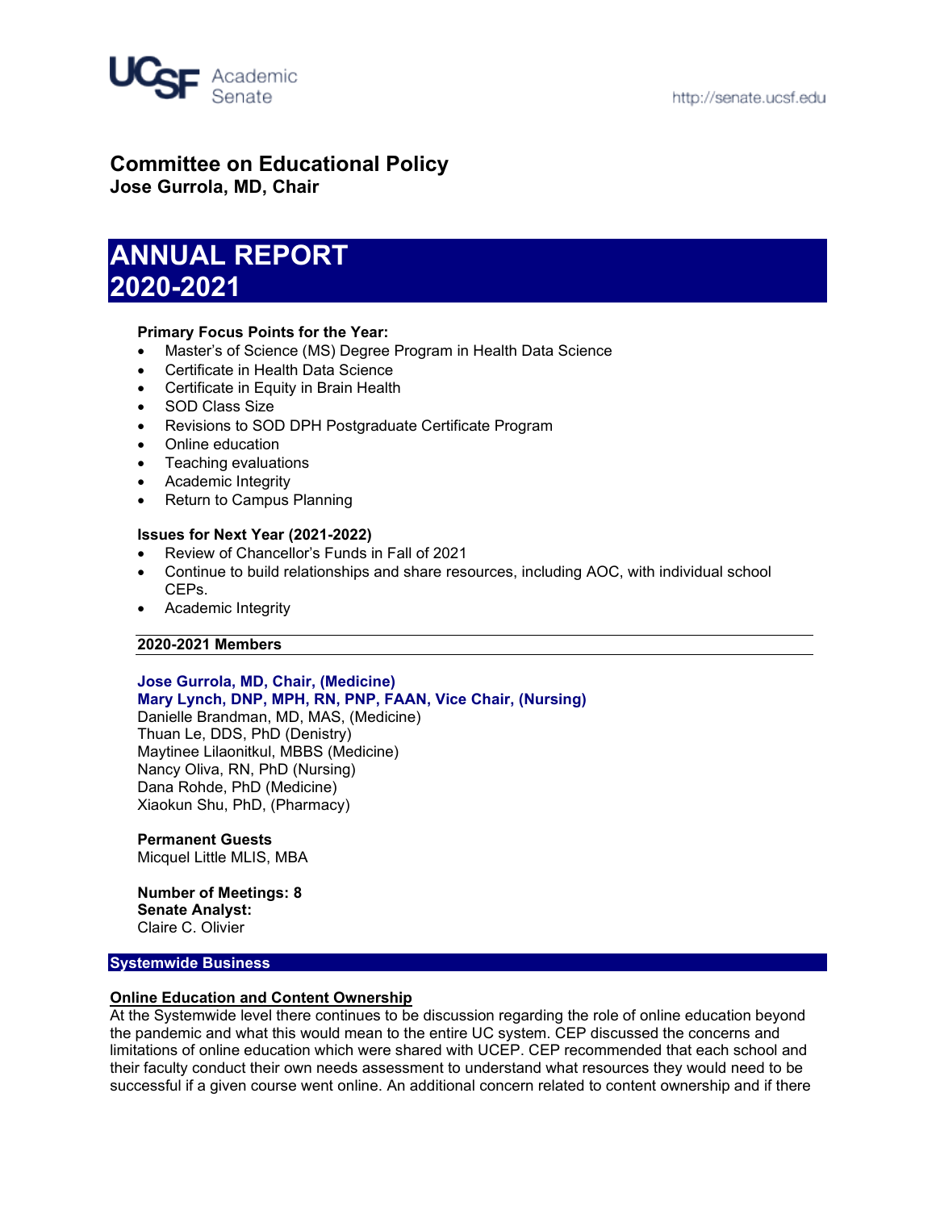UCSF Academic Senate

http://senate.ucsf.edu

# Committee on Educational Policy

**Jose Gurrola, MD, Chair**

# ANNUAL REPORT 2020-2021

**Primary Focus Points for the Year:**

- Master's of Science (MS) Degree Program in Health Data Science
- Certificate in Health Data Science
- Certificate in Equity in Brain Health
- SOD Class Size
- Revisions to SOD DPH Postgraduate Certificate Program
- Online education
- Teaching evaluations
- Academic Integrity
- Return to Campus Planning

**Issues for Next Year (2021-2022)**

- Review of Chancellor's Funds in Fall of 2021
- Continue to build relationships and share resources, including AOC, with individual school CEPs.
- Academic Integrity

**2020-2021 Members**

**Jose Gurrola, MD, Chair, (Medicine)**
**Mary Lynch, DNP, MPH, RN, PNP, FAAN, Vice Chair, (Nursing)**
Danielle Brandman, MD, MAS, (Medicine)
Thuan Le, DDS, PhD (Denistry)
Maytinee Lilaonitkul, MBBS (Medicine)
Nancy Oliva, RN, PhD (Nursing)
Dana Rohde, PhD (Medicine)
Xiaokun Shu, PhD, (Pharmacy)

**Permanent Guests**
Micquel Little MLIS, MBA

**Number of Meetings: 8**
**Senate Analyst:**
Claire C. Olivier

## Systemwide Business

**Online Education and Content Ownership**

At the Systemwide level there continues to be discussion regarding the role of online education beyond the pandemic and what this would mean to the entire UC system. CEP discussed the concerns and limitations of online education which were shared with UCEP. CEP recommended that each school and their faculty conduct their own needs assessment to understand what resources they would need to be successful if a given course went online. An additional concern related to content ownership and if there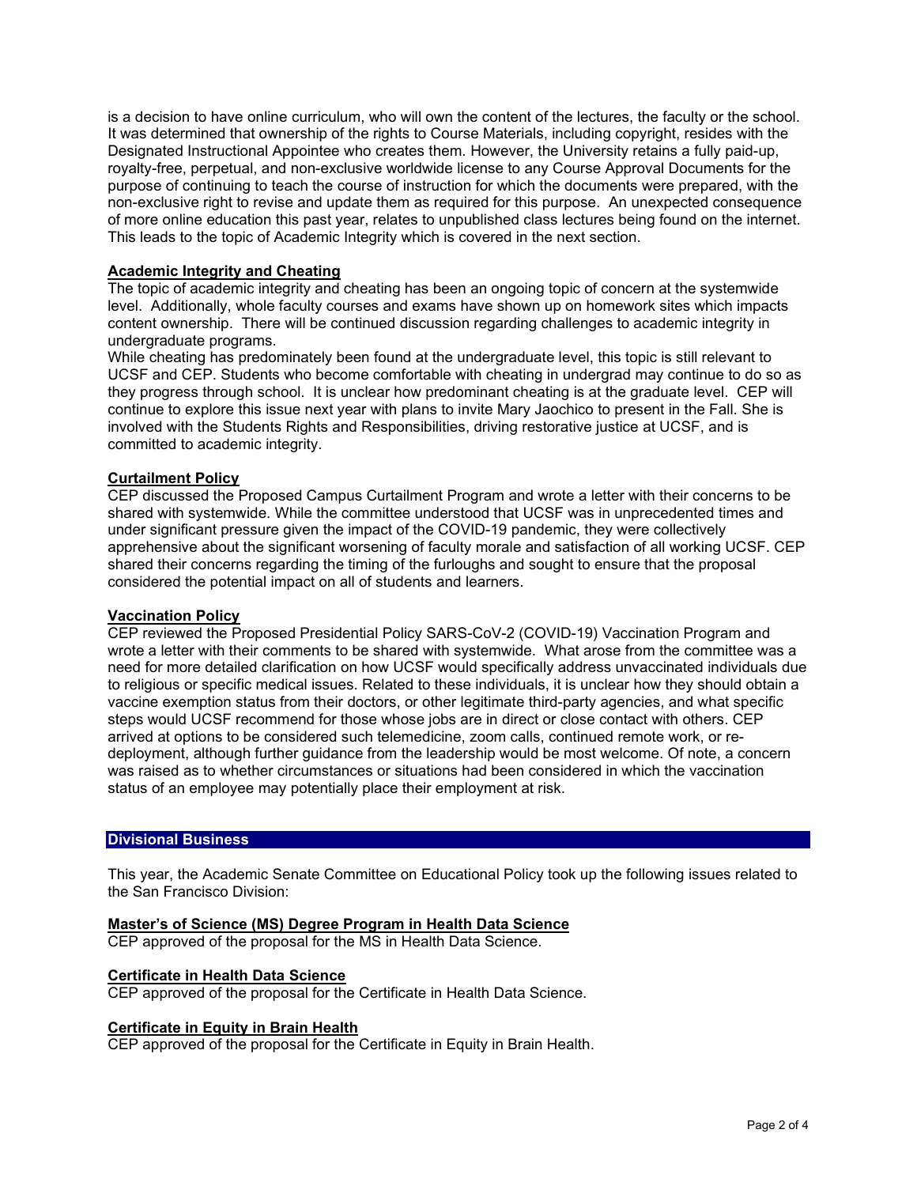is a decision to have online curriculum, who will own the content of the lectures, the faculty or the school. It was determined that ownership of the rights to Course Materials, including copyright, resides with the Designated Instructional Appointee who creates them. However, the University retains a fully paid-up, royalty-free, perpetual, and non-exclusive worldwide license to any Course Approval Documents for the purpose of continuing to teach the course of instruction for which the documents were prepared, with the non-exclusive right to revise and update them as required for this purpose. An unexpected consequence of more online education this past year, relates to unpublished class lectures being found on the internet. This leads to the topic of Academic Integrity which is covered in the next section.

**Academic Integrity and Cheating**

The topic of academic integrity and cheating has been an ongoing topic of concern at the systemwide level. Additionally, whole faculty courses and exams have shown up on homework sites which impacts content ownership. There will be continued discussion regarding challenges to academic integrity in undergraduate programs.

While cheating has predominately been found at the undergraduate level, this topic is still relevant to UCSF and CEP. Students who become comfortable with cheating in undergrad may continue to do so as they progress through school. It is unclear how predominant cheating is at the graduate level. CEP will continue to explore this issue next year with plans to invite Mary Jaochico to present in the Fall. She is involved with the Students Rights and Responsibilities, driving restorative justice at UCSF, and is committed to academic integrity.

**Curtailment Policy**

CEP discussed the Proposed Campus Curtailment Program and wrote a letter with their concerns to be shared with systemwide. While the committee understood that UCSF was in unprecedented times and under significant pressure given the impact of the COVID-19 pandemic, they were collectively apprehensive about the significant worsening of faculty morale and satisfaction of all working UCSF. CEP shared their concerns regarding the timing of the furloughs and sought to ensure that the proposal considered the potential impact on all of students and learners.

**Vaccination Policy**

CEP reviewed the Proposed Presidential Policy SARS-CoV-2 (COVID-19) Vaccination Program and wrote a letter with their comments to be shared with systemwide. What arose from the committee was a need for more detailed clarification on how UCSF would specifically address unvaccinated individuals due to religious or specific medical issues. Related to these individuals, it is unclear how they should obtain a vaccine exemption status from their doctors, or other legitimate third-party agencies, and what specific steps would UCSF recommend for those whose jobs are in direct or close contact with others. CEP arrived at options to be considered such telemedicine, zoom calls, continued remote work, or re-deployment, although further guidance from the leadership would be most welcome. Of note, a concern was raised as to whether circumstances or situations had been considered in which the vaccination status of an employee may potentially place their employment at risk.

## Divisional Business

This year, the Academic Senate Committee on Educational Policy took up the following issues related to the San Francisco Division:

**Master's of Science (MS) Degree Program in Health Data Science**

CEP approved of the proposal for the MS in Health Data Science.

**Certificate in Health Data Science**

CEP approved of the proposal for the Certificate in Health Data Science.

**Certificate in Equity in Brain Health**

CEP approved of the proposal for the Certificate in Equity in Brain Health.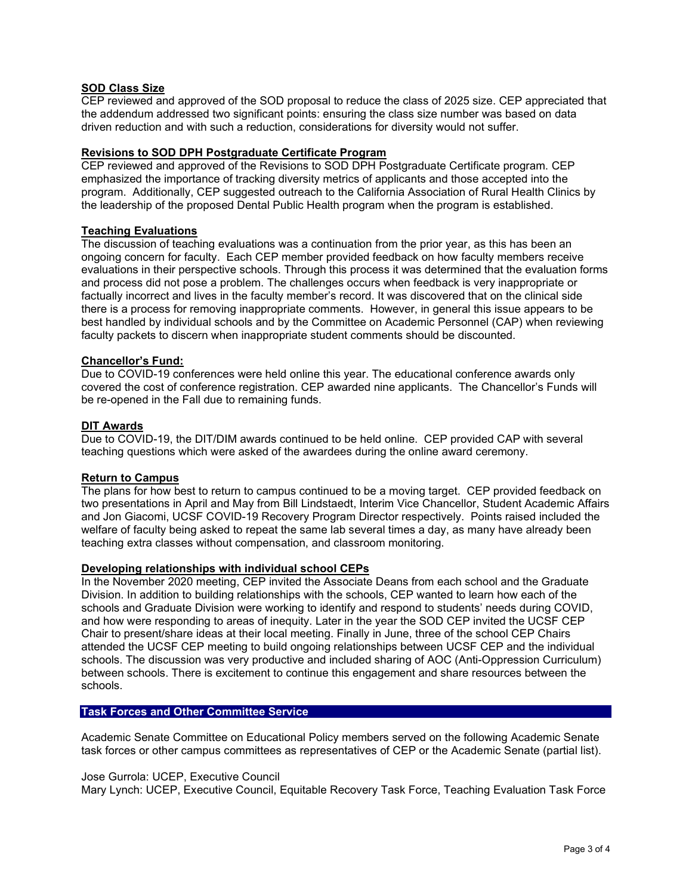### SOD Class Size

CEP reviewed and approved of the SOD proposal to reduce the class of 2025 size. CEP appreciated that the addendum addressed two significant points: ensuring the class size number was based on data driven reduction and with such a reduction, considerations for diversity would not suffer.

### Revisions to SOD DPH Postgraduate Certificate Program

CEP reviewed and approved of the Revisions to SOD DPH Postgraduate Certificate program. CEP emphasized the importance of tracking diversity metrics of applicants and those accepted into the program. Additionally, CEP suggested outreach to the California Association of Rural Health Clinics by the leadership of the proposed Dental Public Health program when the program is established.

### Teaching Evaluations

The discussion of teaching evaluations was a continuation from the prior year, as this has been an ongoing concern for faculty. Each CEP member provided feedback on how faculty members receive evaluations in their perspective schools. Through this process it was determined that the evaluation forms and process did not pose a problem. The challenges occurs when feedback is very inappropriate or factually incorrect and lives in the faculty member's record. It was discovered that on the clinical side there is a process for removing inappropriate comments. However, in general this issue appears to be best handled by individual schools and by the Committee on Academic Personnel (CAP) when reviewing faculty packets to discern when inappropriate student comments should be discounted.

### Chancellor's Fund:

Due to COVID-19 conferences were held online this year. The educational conference awards only covered the cost of conference registration. CEP awarded nine applicants. The Chancellor's Funds will be re-opened in the Fall due to remaining funds.

### DIT Awards

Due to COVID-19, the DIT/DIM awards continued to be held online. CEP provided CAP with several teaching questions which were asked of the awardees during the online award ceremony.

### Return to Campus

The plans for how best to return to campus continued to be a moving target. CEP provided feedback on two presentations in April and May from Bill Lindstaedt, Interim Vice Chancellor, Student Academic Affairs and Jon Giacomi, UCSF COVID-19 Recovery Program Director respectively. Points raised included the welfare of faculty being asked to repeat the same lab several times a day, as many have already been teaching extra classes without compensation, and classroom monitoring.

### Developing relationships with individual school CEPs

In the November 2020 meeting, CEP invited the Associate Deans from each school and the Graduate Division. In addition to building relationships with the schools, CEP wanted to learn how each of the schools and Graduate Division were working to identify and respond to students' needs during COVID, and how were responding to areas of inequity. Later in the year the SOD CEP invited the UCSF CEP Chair to present/share ideas at their local meeting. Finally in June, three of the school CEP Chairs attended the UCSF CEP meeting to build ongoing relationships between UCSF CEP and the individual schools. The discussion was very productive and included sharing of AOC (Anti-Oppression Curriculum) between schools. There is excitement to continue this engagement and share resources between the schools.

## Task Forces and Other Committee Service

Academic Senate Committee on Educational Policy members served on the following Academic Senate task forces or other campus committees as representatives of CEP or the Academic Senate (partial list).

Jose Gurrola: UCEP, Executive Council
Mary Lynch: UCEP, Executive Council, Equitable Recovery Task Force, Teaching Evaluation Task Force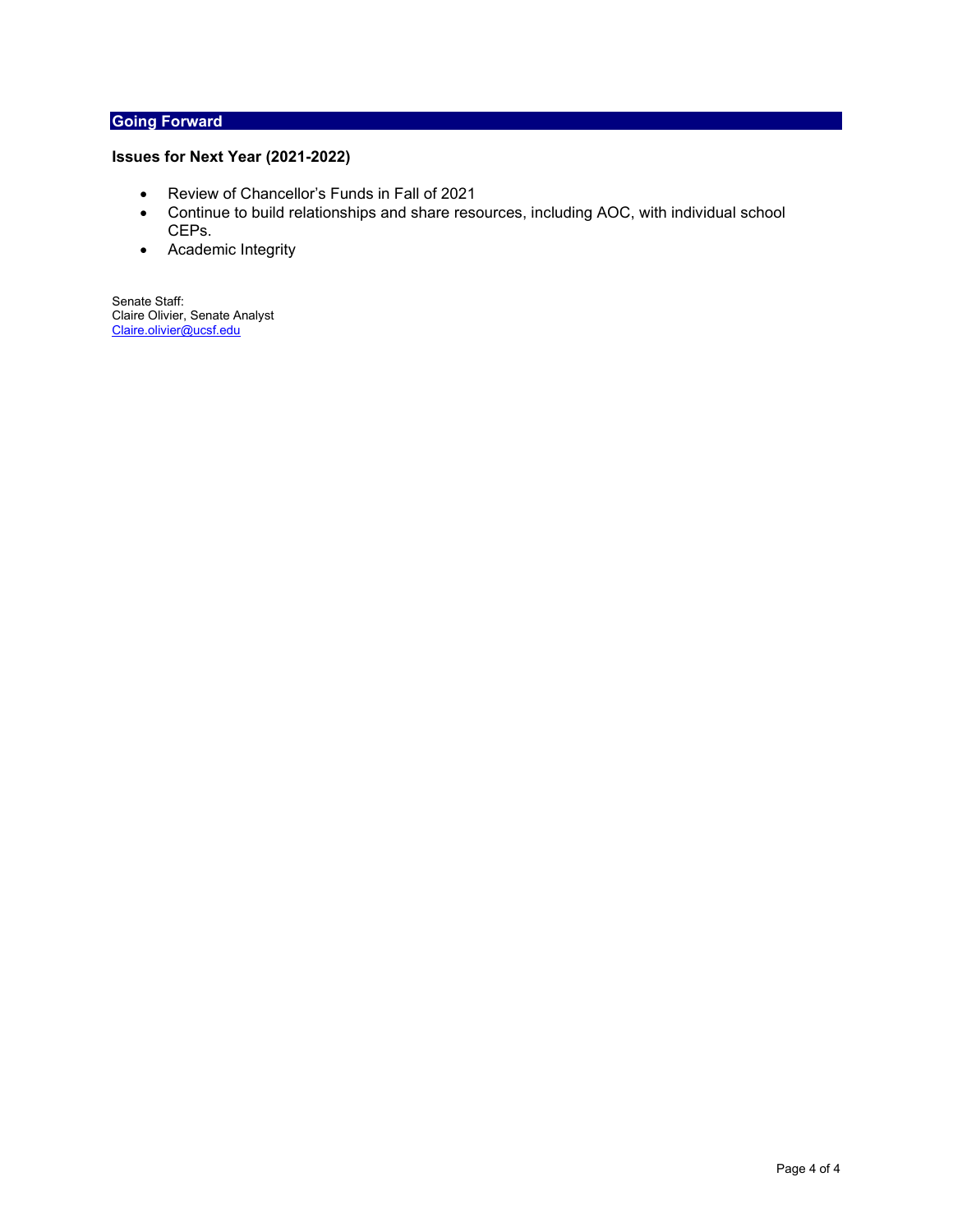## Going Forward

### Issues for Next Year (2021-2022)

- Review of Chancellor's Funds in Fall of 2021
- Continue to build relationships and share resources, including AOC, with individual school CEPs.
- Academic Integrity

Senate Staff:
Claire Olivier, Senate Analyst
Claire.olivier@ucsf.edu